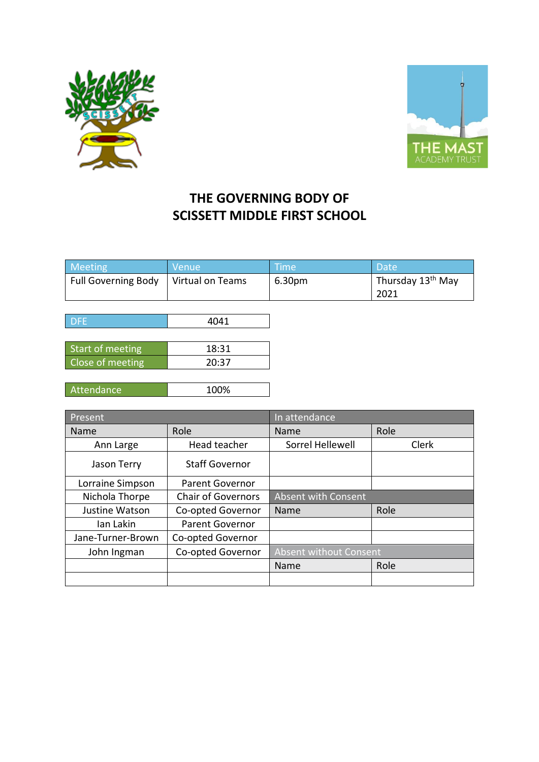# THE GOVERNING BODY OF
# SCISSETT MIDDLE FIRST SCHOOL

| Meeting | Venue | Time | Date |
|---|---|---|---|
| Full Governing Body | Virtual on Teams | 6.30pm | Thursday 13th May 2021 |

| DFE | 4041 |
|---|---|

| Start of meeting | 18:31 |
|---|---|
| Close of meeting | 20:37 |

| Attendance | 100% |
|---|---|

| Present | | In attendance | |
|---|---|---|---|
| Name | Role | Name | Role |
| Ann Large | Head teacher | Sorrel Hellewell | Clerk |
| Jason Terry | Staff Governor | | |
| Lorraine Simpson | Parent Governor | | |
| Nichola Thorpe | Chair of Governors | Absent with Consent | |
| Justine Watson | Co-opted Governor | Name | Role |
| Ian Lakin | Parent Governor | | |
| Jane-Turner-Brown | Co-opted Governor | | |
| John Ingman | Co-opted Governor | Absent without Consent | |
| | | Name | Role |
| | | | |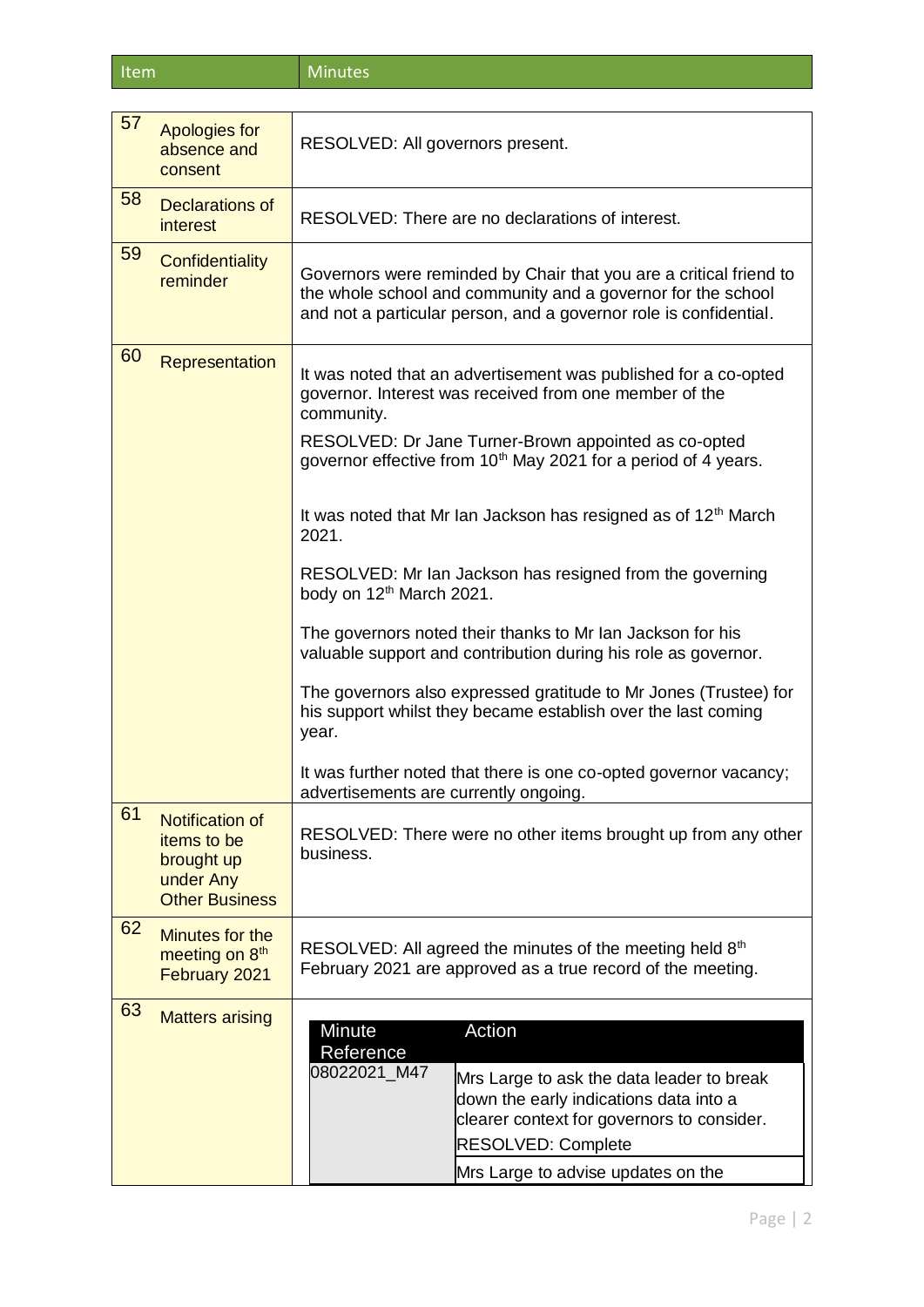| Item | | Minutes |
|---|---|---|
| 57 | Apologies for absence and consent | RESOLVED: All governors present. |
| 58 | Declarations of interest | RESOLVED: There are no declarations of interest. |
| 59 | Confidentiality reminder | Governors were reminded by Chair that you are a critical friend to the whole school and community and a governor for the school and not a particular person, and a governor role is confidential. |
| 60 | Representation | It was noted that an advertisement was published for a co-opted governor. Interest was received from one member of the community.<br><br>RESOLVED: Dr Jane Turner-Brown appointed as co-opted governor effective from 10th May 2021 for a period of 4 years.<br><br>It was noted that Mr Ian Jackson has resigned as of 12th March 2021.<br><br>RESOLVED: Mr Ian Jackson has resigned from the governing body on 12th March 2021.<br><br>The governors noted their thanks to Mr Ian Jackson for his valuable support and contribution during his role as governor.<br><br>The governors also expressed gratitude to Mr Jones (Trustee) for his support whilst they became establish over the last coming year.<br><br>It was further noted that there is one co-opted governor vacancy; advertisements are currently ongoing. |
| 61 | Notification of items to be brought up under Any Other Business | RESOLVED: There were no other items brought up from any other business. |
| 62 | Minutes for the meeting on 8th February 2021 | RESOLVED: All agreed the minutes of the meeting held 8th February 2021 are approved as a true record of the meeting. |
| 63 | Matters arising | |

| Minute Reference | Action |
|---|---|
| 08022021_M47 | Mrs Large to ask the data leader to break down the early indications data into a clearer context for governors to consider.<br><br>RESOLVED: Complete |
| | Mrs Large to advise updates on the |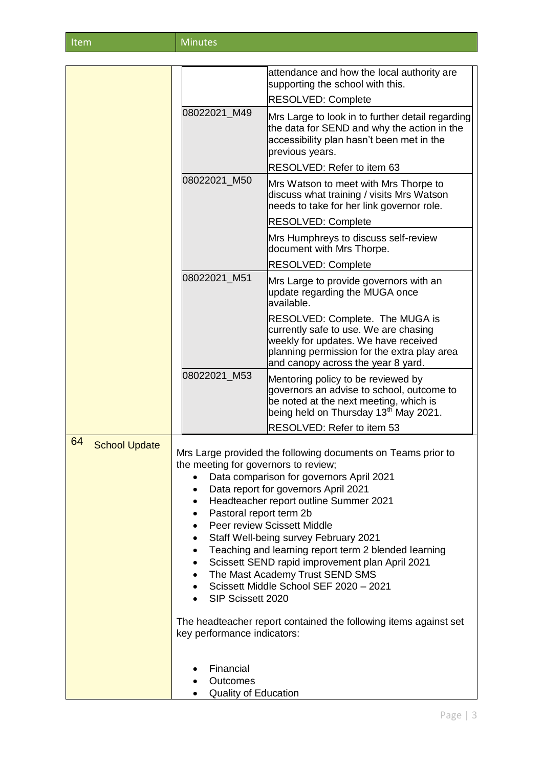| Item | Minutes |
|---|---|
| | | attendance and how the local authority are supporting the school with this.<br><br>RESOLVED: Complete |
| | 08022021_M49 | Mrs Large to look in to further detail regarding the data for SEND and why the action in the accessibility plan hasn't been met in the previous years.<br><br>RESOLVED: Refer to item 63 |
| | 08022021_M50 | Mrs Watson to meet with Mrs Thorpe to discuss what training / visits Mrs Watson needs to take for her link governor role.<br><br>RESOLVED: Complete |
| | | Mrs Humphreys to discuss self-review document with Mrs Thorpe.<br><br>RESOLVED: Complete |
| | 08022021_M51 | Mrs Large to provide governors with an update regarding the MUGA once available.<br><br>RESOLVED: Complete. The MUGA is currently safe to use. We are chasing weekly for updates. We have received planning permission for the extra play area and canopy across the year 8 yard. |
| | 08022021_M53 | Mentoring policy to be reviewed by governors an advise to school, outcome to be noted at the next meeting, which is being held on Thursday 13th May 2021.<br><br>RESOLVED: Refer to item 53 |

**64 School Update**

Mrs Large provided the following documents on Teams prior to the meeting for governors to review;

- Data comparison for governors April 2021
- Data report for governors April 2021
- Headteacher report outline Summer 2021
- Pastoral report term 2b
- Peer review Scissett Middle
- Staff Well-being survey February 2021
- Teaching and learning report term 2 blended learning
- Scissett SEND rapid improvement plan April 2021
- The Mast Academy Trust SEND SMS
- Scissett Middle School SEF 2020 – 2021
- SIP Scissett 2020

The headteacher report contained the following items against set key performance indicators:

- Financial
- Outcomes
- Quality of Education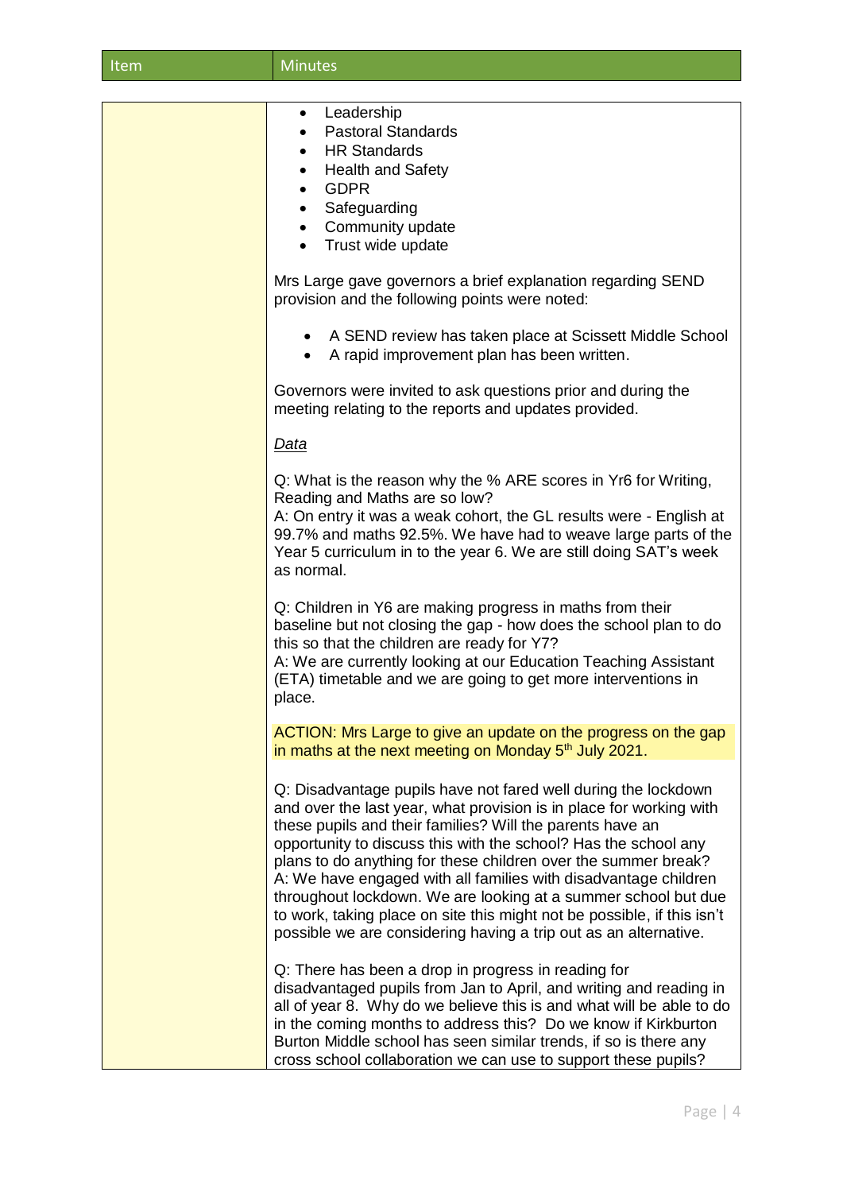| Item | Minutes |
| --- | --- |
| | • Leadership<br>• Pastoral Standards<br>• HR Standards<br>• Health and Safety<br>• GDPR<br>• Safeguarding<br>• Community update<br>• Trust wide update<br><br>Mrs Large gave governors a brief explanation regarding SEND provision and the following points were noted:<br><br>• A SEND review has taken place at Scissett Middle School<br>• A rapid improvement plan has been written.<br><br>Governors were invited to ask questions prior and during the meeting relating to the reports and updates provided.<br><br>*Data*<br><br>Q: What is the reason why the % ARE scores in Yr6 for Writing, Reading and Maths are so low?<br>A: On entry it was a weak cohort, the GL results were - English at 99.7% and maths 92.5%. We have had to weave large parts of the Year 5 curriculum in to the year 6. We are still doing SAT's week as normal.<br><br>Q: Children in Y6 are making progress in maths from their baseline but not closing the gap - how does the school plan to do this so that the children are ready for Y7?<br>A: We are currently looking at our Education Teaching Assistant (ETA) timetable and we are going to get more interventions in place.<br><br>ACTION: Mrs Large to give an update on the progress on the gap in maths at the next meeting on Monday 5th July 2021.<br><br>Q: Disadvantage pupils have not fared well during the lockdown and over the last year, what provision is in place for working with these pupils and their families? Will the parents have an opportunity to discuss this with the school? Has the school any plans to do anything for these children over the summer break?<br>A: We have engaged with all families with disadvantage children throughout lockdown. We are looking at a summer school but due to work, taking place on site this might not be possible, if this isn't possible we are considering having a trip out as an alternative.<br><br>Q: There has been a drop in progress in reading for disadvantaged pupils from Jan to April, and writing and reading in all of year 8. Why do we believe this is and what will be able to do in the coming months to address this? Do we know if Kirkburton Burton Middle school has seen similar trends, if so is there any cross school collaboration we can use to support these pupils? |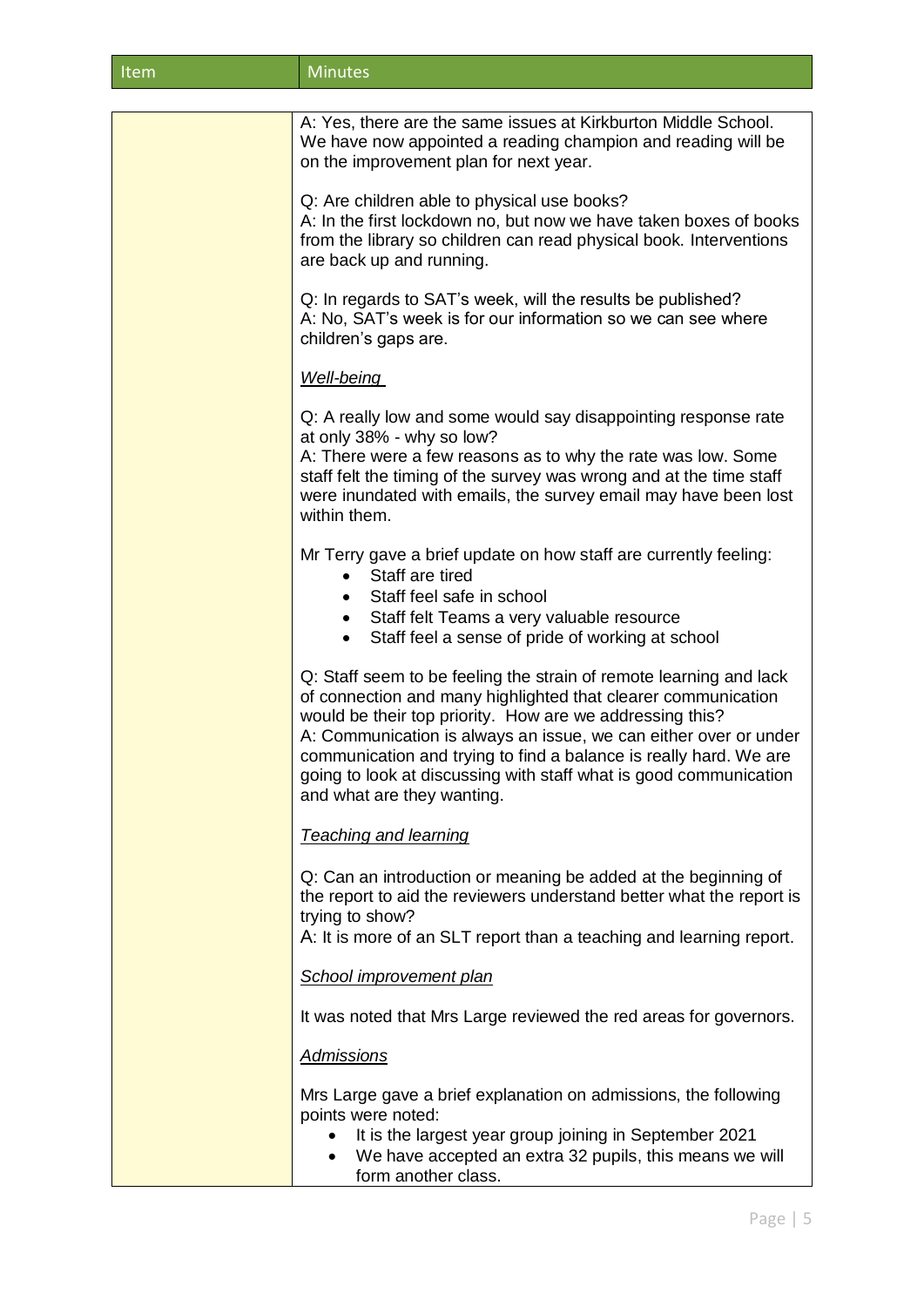| Item | Minutes |
|---|---|
| | A: Yes, there are the same issues at Kirkburton Middle School. We have now appointed a reading champion and reading will be on the improvement plan for next year.<br><br>Q: Are children able to physical use books?<br>A: In the first lockdown no, but now we have taken boxes of books from the library so children can read physical book. Interventions are back up and running.<br><br>Q: In regards to SAT's week, will the results be published?<br>A: No, SAT's week is for our information so we can see where children's gaps are.<br><br>*Well-being*<br><br>Q: A really low and some would say disappointing response rate at only 38% - why so low?<br>A: There were a few reasons as to why the rate was low. Some staff felt the timing of the survey was wrong and at the time staff were inundated with emails, the survey email may have been lost within them.<br><br>Mr Terry gave a brief update on how staff are currently feeling:<br>• Staff are tired<br>• Staff feel safe in school<br>• Staff felt Teams a very valuable resource<br>• Staff feel a sense of pride of working at school<br><br>Q: Staff seem to be feeling the strain of remote learning and lack of connection and many highlighted that clearer communication would be their top priority. How are we addressing this?<br>A: Communication is always an issue, we can either over or under communication and trying to find a balance is really hard. We are going to look at discussing with staff what is good communication and what are they wanting.<br><br>*Teaching and learning*<br><br>Q: Can an introduction or meaning be added at the beginning of the report to aid the reviewers understand better what the report is trying to show?<br>A: It is more of an SLT report than a teaching and learning report.<br><br>*School improvement plan*<br><br>It was noted that Mrs Large reviewed the red areas for governors.<br><br>*Admissions*<br><br>Mrs Large gave a brief explanation on admissions, the following points were noted:<br>• It is the largest year group joining in September 2021<br>• We have accepted an extra 32 pupils, this means we will form another class. |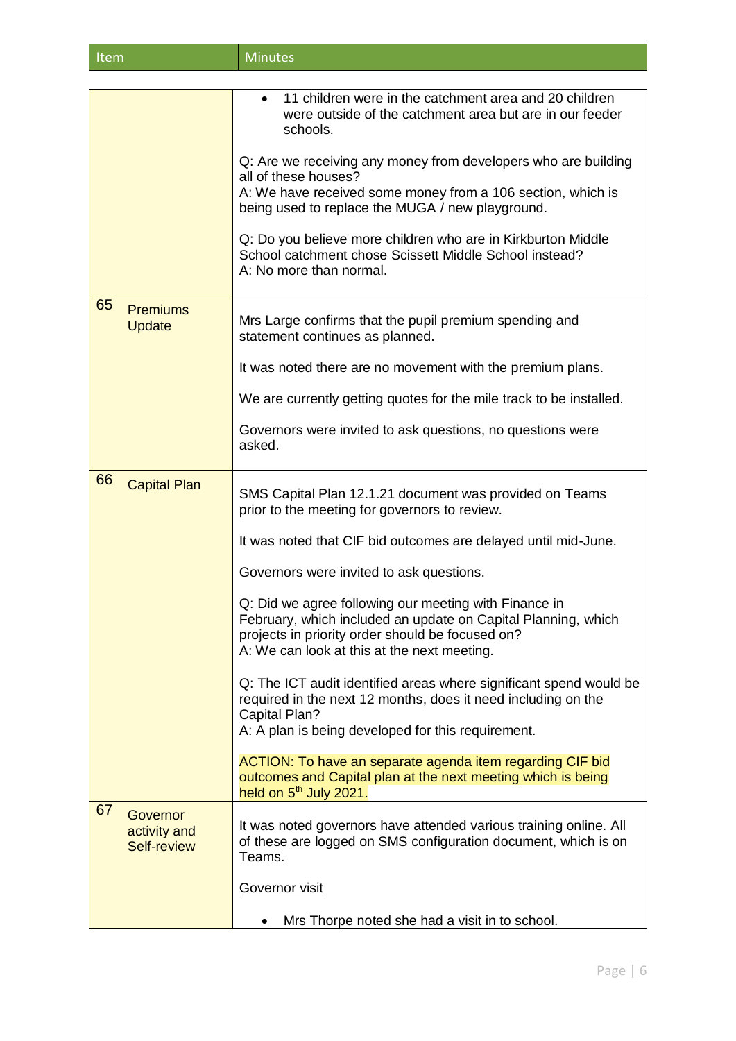| Item | Minutes |
|---|---|
| | • 11 children were in the catchment area and 20 children were outside of the catchment area but are in our feeder schools.<br><br>Q: Are we receiving any money from developers who are building all of these houses?<br>A: We have received some money from a 106 section, which is being used to replace the MUGA / new playground.<br><br>Q: Do you believe more children who are in Kirkburton Middle School catchment chose Scissett Middle School instead?<br>A: No more than normal. |
| 65 Premiums Update | Mrs Large confirms that the pupil premium spending and statement continues as planned.<br><br>It was noted there are no movement with the premium plans.<br><br>We are currently getting quotes for the mile track to be installed.<br><br>Governors were invited to ask questions, no questions were asked. |
| 66 Capital Plan | SMS Capital Plan 12.1.21 document was provided on Teams prior to the meeting for governors to review.<br><br>It was noted that CIF bid outcomes are delayed until mid-June.<br><br>Governors were invited to ask questions.<br><br>Q: Did we agree following our meeting with Finance in February, which included an update on Capital Planning, which projects in priority order should be focused on?<br>A: We can look at this at the next meeting.<br><br>Q: The ICT audit identified areas where significant spend would be required in the next 12 months, does it need including on the Capital Plan?<br>A: A plan is being developed for this requirement.<br><br>ACTION: To have an separate agenda item regarding CIF bid outcomes and Capital plan at the next meeting which is being held on 5th July 2021. |
| 67 Governor activity and Self-review | It was noted governors have attended various training online. All of these are logged on SMS configuration document, which is on Teams.<br><br><u>Governor visit</u><br><br>• Mrs Thorpe noted she had a visit in to school. |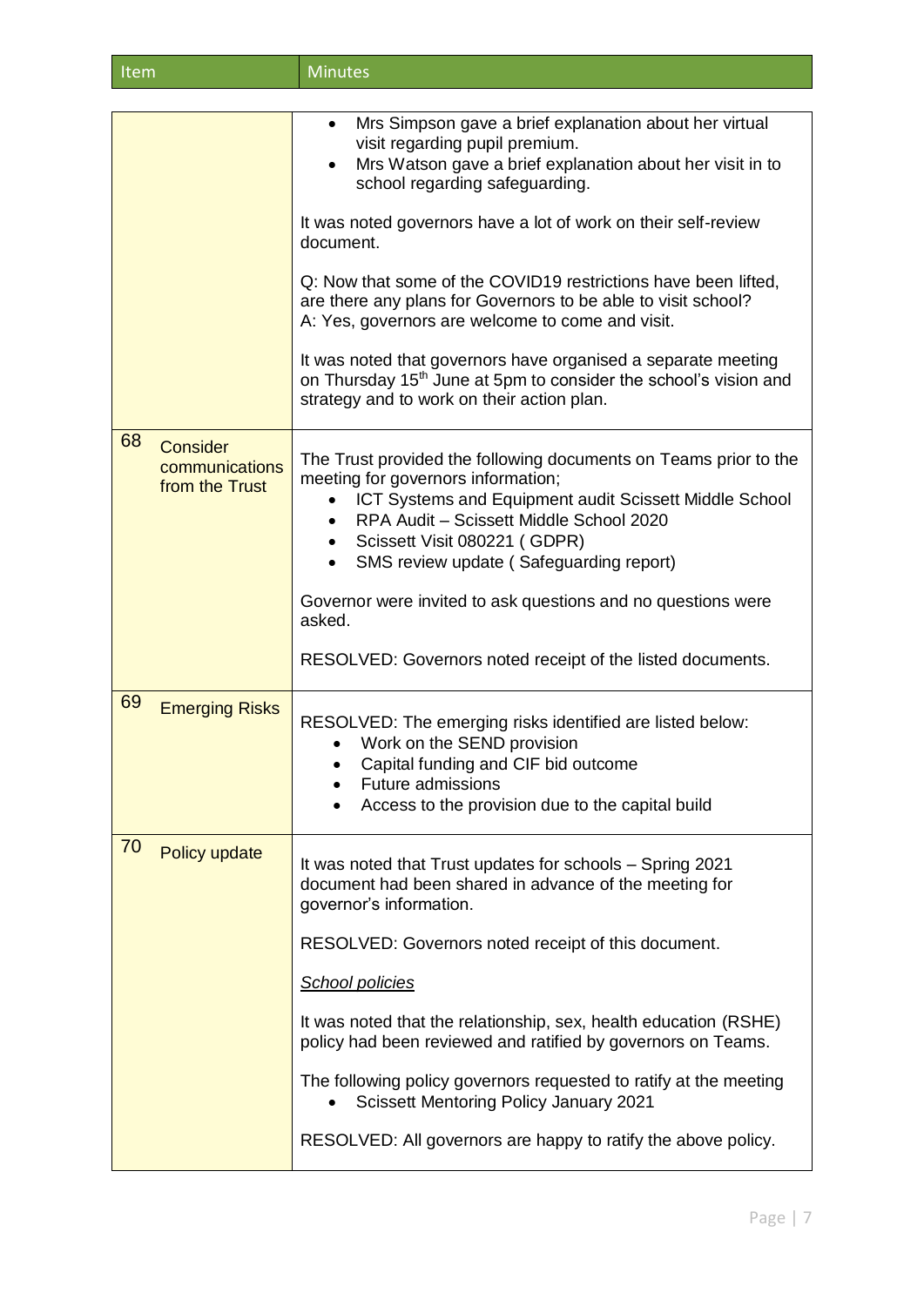| Item | Minutes |
|---|---|
| | • Mrs Simpson gave a brief explanation about her virtual visit regarding pupil premium.<br>• Mrs Watson gave a brief explanation about her visit in to school regarding safeguarding.<br><br>It was noted governors have a lot of work on their self-review document.<br><br>Q: Now that some of the COVID19 restrictions have been lifted, are there any plans for Governors to be able to visit school?<br>A: Yes, governors are welcome to come and visit.<br><br>It was noted that governors have organised a separate meeting on Thursday 15th June at 5pm to consider the school's vision and strategy and to work on their action plan. |
| 68 Consider communications from the Trust | The Trust provided the following documents on Teams prior to the meeting for governors information;<br>• ICT Systems and Equipment audit Scissett Middle School<br>• RPA Audit – Scissett Middle School 2020<br>• Scissett Visit 080221 ( GDPR)<br>• SMS review update ( Safeguarding report)<br><br>Governor were invited to ask questions and no questions were asked.<br><br>RESOLVED: Governors noted receipt of the listed documents. |
| 69 Emerging Risks | RESOLVED: The emerging risks identified are listed below:<br>• Work on the SEND provision<br>• Capital funding and CIF bid outcome<br>• Future admissions<br>• Access to the provision due to the capital build |
| 70 Policy update | It was noted that Trust updates for schools – Spring 2021 document had been shared in advance of the meeting for governor's information.<br><br>RESOLVED: Governors noted receipt of this document.<br><br>*School policies*<br><br>It was noted that the relationship, sex, health education (RSHE) policy had been reviewed and ratified by governors on Teams.<br><br>The following policy governors requested to ratify at the meeting<br>• Scissett Mentoring Policy January 2021<br><br>RESOLVED: All governors are happy to ratify the above policy. |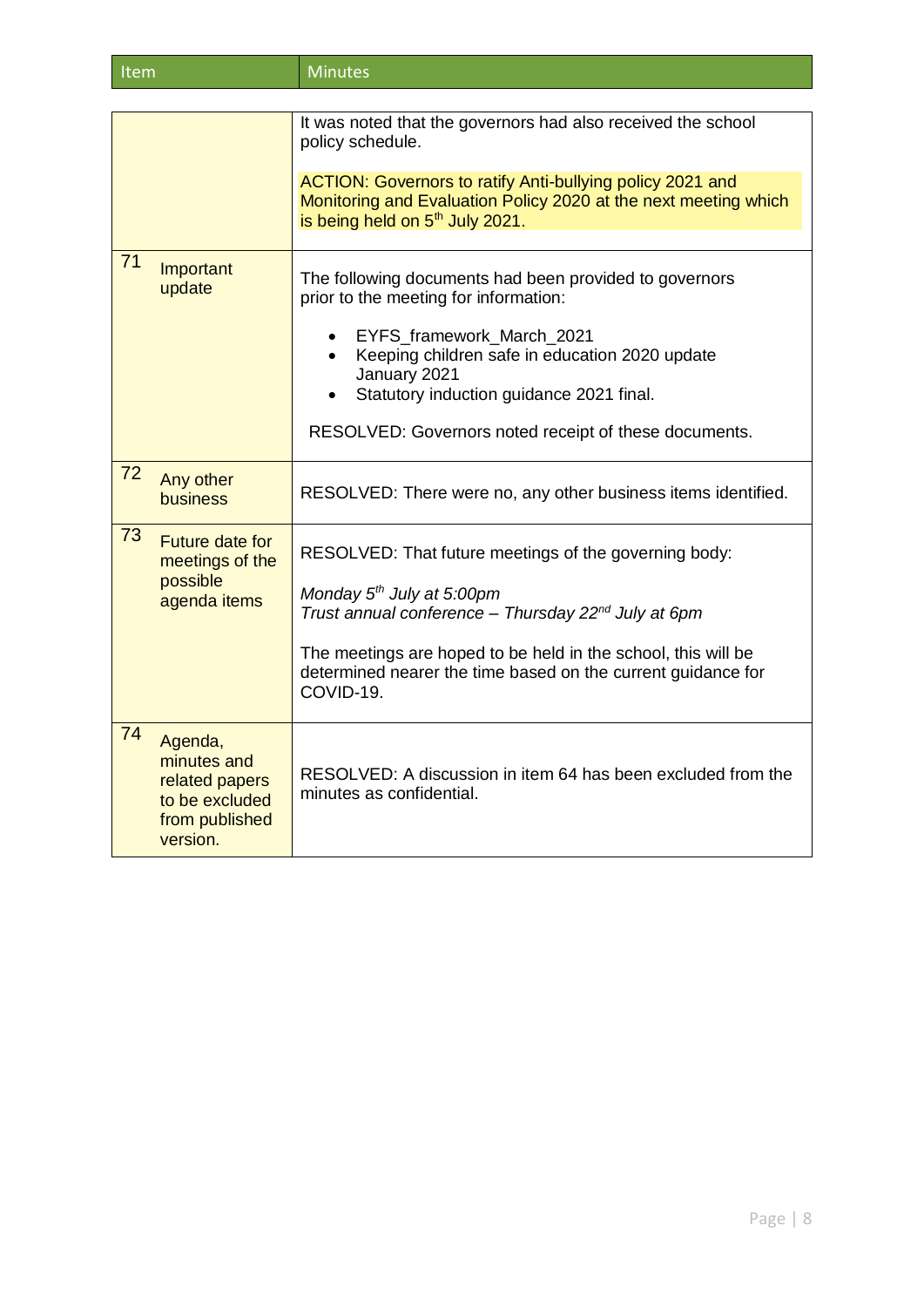| Item | Minutes |
|---|---|
| | It was noted that the governors had also received the school policy schedule.<br><br>ACTION: Governors to ratify Anti-bullying policy 2021 and Monitoring and Evaluation Policy 2020 at the next meeting which is being held on 5th July 2021. |
| 71 Important update | The following documents had been provided to governors prior to the meeting for information:<br><br>• EYFS_framework_March_2021<br>• Keeping children safe in education 2020 update January 2021<br>• Statutory induction guidance 2021 final.<br><br>RESOLVED: Governors noted receipt of these documents. |
| 72 Any other business | RESOLVED: There were no, any other business items identified. |
| 73 Future date for meetings of the possible agenda items | RESOLVED: That future meetings of the governing body:<br><br>*Monday 5th July at 5:00pm*<br>*Trust annual conference – Thursday 22nd July at 6pm*<br><br>The meetings are hoped to be held in the school, this will be determined nearer the time based on the current guidance for COVID-19. |
| 74 Agenda, minutes and related papers to be excluded from published version. | RESOLVED: A discussion in item 64 has been excluded from the minutes as confidential. |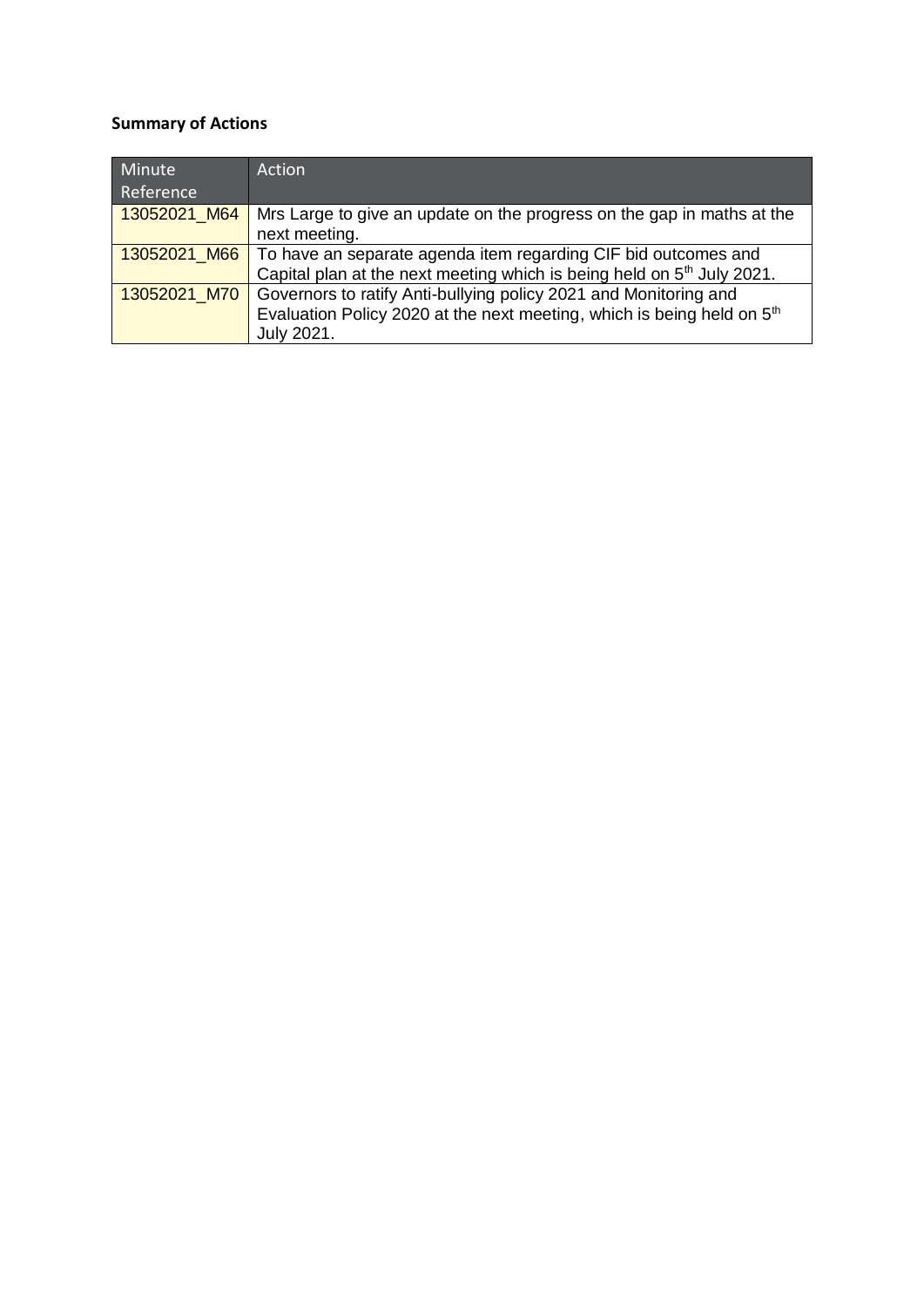**Summary of Actions**

| Minute Reference | Action |
|---|---|
| 13052021_M64 | Mrs Large to give an update on the progress on the gap in maths at the next meeting. |
| 13052021_M66 | To have an separate agenda item regarding CIF bid outcomes and Capital plan at the next meeting which is being held on 5th July 2021. |
| 13052021_M70 | Governors to ratify Anti-bullying policy 2021 and Monitoring and Evaluation Policy 2020 at the next meeting, which is being held on 5th July 2021. |